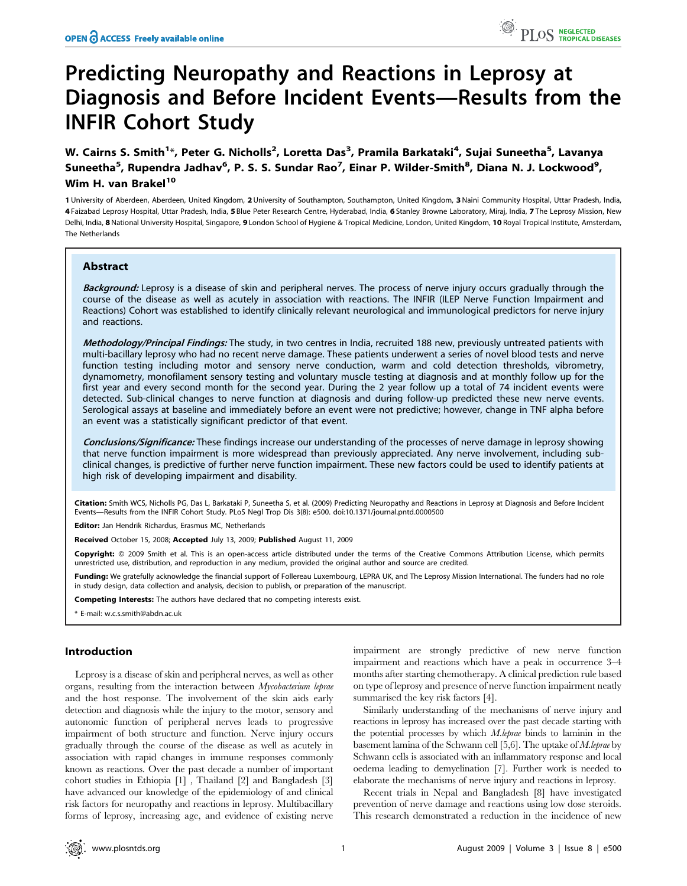# Predicting Neuropathy and Reactions in Leprosy at Diagnosis and Before Incident Events—Results from the INFIR Cohort Study

**W. Cairns S. Smith[1]*, Peter G. Nicholls[2], Loretta Das[3], Pramila Barkataki[4], Sujai Suneetha[5], Lavanya Suneetha[5], Rupendra Jadhav[6], P. S. S. Sundar Rao[7], Einar P. Wilder-Smith[8], Diana N. J. Lockwood[9], Wim H. van Brakel[10]**

1 University of Aberdeen, Aberdeen, United Kingdom, 2 University of Southampton, Southampton, United Kingdom, 3 Naini Community Hospital, Uttar Pradesh, India, 4 Faizabad Leprosy Hospital, Uttar Pradesh, India, 5 Blue Peter Research Centre, Hyderabad, India, 6 Stanley Browne Laboratory, Miraj, India, 7 The Leprosy Mission, New Delhi, India, 8 National University Hospital, Singapore, 9 London School of Hygiene & Tropical Medicine, London, United Kingdom, 10 Royal Tropical Institute, Amsterdam, The Netherlands

## Abstract

***Background:*** Leprosy is a disease of skin and peripheral nerves. The process of nerve injury occurs gradually through the course of the disease as well as acutely in association with reactions. The INFIR (ILEP Nerve Function Impairment and Reactions) Cohort was established to identify clinically relevant neurological and immunological predictors for nerve injury and reactions.

***Methodology/Principal Findings:*** The study, in two centres in India, recruited 188 new, previously untreated patients with multi-bacillary leprosy who had no recent nerve damage. These patients underwent a series of novel blood tests and nerve function testing including motor and sensory nerve conduction, warm and cold detection thresholds, vibrometry, dynamometry, monofilament sensory testing and voluntary muscle testing at diagnosis and at monthly follow up for the first year and every second month for the second year. During the 2 year follow up a total of 74 incident events were detected. Sub-clinical changes to nerve function at diagnosis and during follow-up predicted these new nerve events. Serological assays at baseline and immediately before an event were not predictive; however, change in TNF alpha before an event was a statistically significant predictor of that event.

***Conclusions/Significance:*** These findings increase our understanding of the processes of nerve damage in leprosy showing that nerve function impairment is more widespread than previously appreciated. Any nerve involvement, including sub-clinical changes, is predictive of further nerve function impairment. These new factors could be used to identify patients at high risk of developing impairment and disability.

**Citation:** Smith WCS, Nicholls PG, Das L, Barkataki P, Suneetha S, et al. (2009) Predicting Neuropathy and Reactions in Leprosy at Diagnosis and Before Incident Events—Results from the INFIR Cohort Study. PLoS Negl Trop Dis 3(8): e500. doi:10.1371/journal.pntd.0000500

**Editor:** Jan Hendrik Richardus, Erasmus MC, Netherlands

**Received** October 15, 2008; **Accepted** July 13, 2009; **Published** August 11, 2009

**Copyright:** © 2009 Smith et al. This is an open-access article distributed under the terms of the Creative Commons Attribution License, which permits unrestricted use, distribution, and reproduction in any medium, provided the original author and source are credited.

**Funding:** We gratefully acknowledge the financial support of Follereau Luxembourg, LEPRA UK, and The Leprosy Mission International. The funders had no role in study design, data collection and analysis, decision to publish, or preparation of the manuscript.

**Competing Interests:** The authors have declared that no competing interests exist.

\* E-mail: w.c.s.smith@abdn.ac.uk

## Introduction

Leprosy is a disease of skin and peripheral nerves, as well as other organs, resulting from the interaction between *Mycobacterium leprae* and the host response. The involvement of the skin aids early detection and diagnosis while the injury to the motor, sensory and autonomic function of peripheral nerves leads to progressive impairment of both structure and function. Nerve injury occurs gradually through the course of the disease as well as acutely in association with rapid changes in immune responses commonly known as reactions. Over the past decade a number of important cohort studies in Ethiopia [1] , Thailand [2] and Bangladesh [3] have advanced our knowledge of the epidemiology of and clinical risk factors for neuropathy and reactions in leprosy. Multibacillary forms of leprosy, increasing age, and evidence of existing nerve impairment are strongly predictive of new nerve function impairment and reactions which have a peak in occurrence 3–4 months after starting chemotherapy. A clinical prediction rule based on type of leprosy and presence of nerve function impairment neatly summarised the key risk factors [4].

Similarly understanding of the mechanisms of nerve injury and reactions in leprosy has increased over the past decade starting with the potential processes by which *M.leprae* binds to laminin in the basement lamina of the Schwann cell [5,6]. The uptake of *M.leprae* by Schwann cells is associated with an inflammatory response and local oedema leading to demyelination [7]. Further work is needed to elaborate the mechanisms of nerve injury and reactions in leprosy.

Recent trials in Nepal and Bangladesh [8] have investigated prevention of nerve damage and reactions using low dose steroids. This research demonstrated a reduction in the incidence of new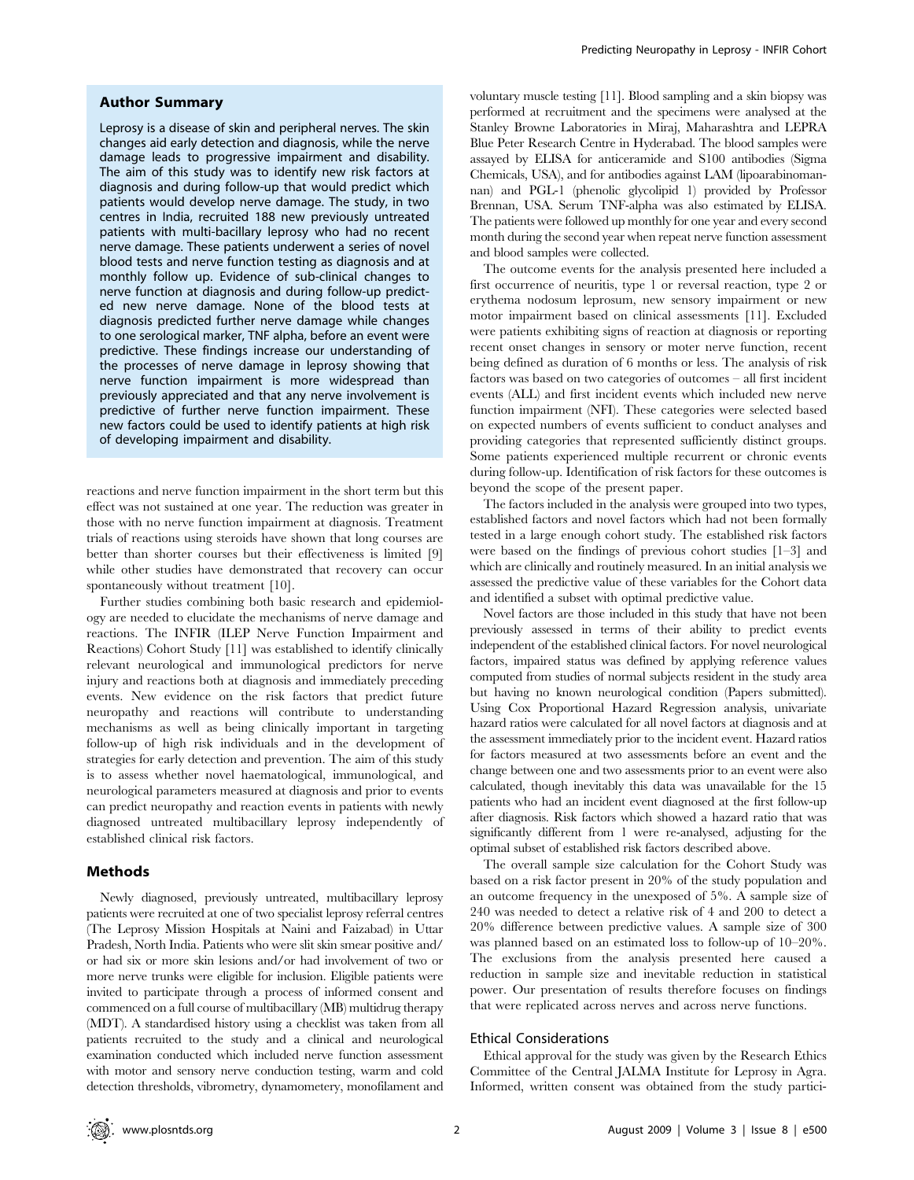## Author Summary

Leprosy is a disease of skin and peripheral nerves. The skin changes aid early detection and diagnosis, while the nerve damage leads to progressive impairment and disability. The aim of this study was to identify new risk factors at diagnosis and during follow-up that would predict which patients would develop nerve damage. The study, in two centres in India, recruited 188 new previously untreated patients with multi-bacillary leprosy who had no recent nerve damage. These patients underwent a series of novel blood tests and nerve function testing as diagnosis and at monthly follow up. Evidence of sub-clinical changes to nerve function at diagnosis and during follow-up predicted new nerve damage. None of the blood tests at diagnosis predicted further nerve damage while changes to one serological marker, TNF alpha, before an event were predictive. These findings increase our understanding of the processes of nerve damage in leprosy showing that nerve function impairment is more widespread than previously appreciated and that any nerve involvement is predictive of further nerve function impairment. These new factors could be used to identify patients at high risk of developing impairment and disability.

reactions and nerve function impairment in the short term but this effect was not sustained at one year. The reduction was greater in those with no nerve function impairment at diagnosis. Treatment trials of reactions using steroids have shown that long courses are better than shorter courses but their effectiveness is limited [9] while other studies have demonstrated that recovery can occur spontaneously without treatment [10].

Further studies combining both basic research and epidemiology are needed to elucidate the mechanisms of nerve damage and reactions. The INFIR (ILEP Nerve Function Impairment and Reactions) Cohort Study [11] was established to identify clinically relevant neurological and immunological predictors for nerve injury and reactions both at diagnosis and immediately preceding events. New evidence on the risk factors that predict future neuropathy and reactions will contribute to understanding mechanisms as well as being clinically important in targeting follow-up of high risk individuals and in the development of strategies for early detection and prevention. The aim of this study is to assess whether novel haematological, immunological, and neurological parameters measured at diagnosis and prior to events can predict neuropathy and reaction events in patients with newly diagnosed untreated multibacillary leprosy independently of established clinical risk factors.

## Methods

Newly diagnosed, previously untreated, multibacillary leprosy patients were recruited at one of two specialist leprosy referral centres (The Leprosy Mission Hospitals at Naini and Faizabad) in Uttar Pradesh, North India. Patients who were slit skin smear positive and/or had six or more skin lesions and/or had involvement of two or more nerve trunks were eligible for inclusion. Eligible patients were invited to participate through a process of informed consent and commenced on a full course of multibacillary (MB) multidrug therapy (MDT). A standardised history using a checklist was taken from all patients recruited to the study and a clinical and neurological examination conducted which included nerve function assessment with motor and sensory nerve conduction testing, warm and cold detection thresholds, vibrometry, dynamometery, monofilament and voluntary muscle testing [11]. Blood sampling and a skin biopsy was performed at recruitment and the specimens were analysed at the Stanley Browne Laboratories in Miraj, Maharashtra and LEPRA Blue Peter Research Centre in Hyderabad. The blood samples were assayed by ELISA for anticeramide and S100 antibodies (Sigma Chemicals, USA), and for antibodies against LAM (lipoarabinomannan) and PGL-1 (phenolic glycolipid 1) provided by Professor Brennan, USA. Serum TNF-alpha was also estimated by ELISA. The patients were followed up monthly for one year and every second month during the second year when repeat nerve function assessment and blood samples were collected.

The outcome events for the analysis presented here included a first occurrence of neuritis, type 1 or reversal reaction, type 2 or erythema nodosum leprosum, new sensory impairment or new motor impairment based on clinical assessments [11]. Excluded were patients exhibiting signs of reaction at diagnosis or reporting recent onset changes in sensory or moter nerve function, recent being defined as duration of 6 months or less. The analysis of risk factors was based on two categories of outcomes – all first incident events (ALL) and first incident events which included new nerve function impairment (NFI). These categories were selected based on expected numbers of events sufficient to conduct analyses and providing categories that represented sufficiently distinct groups. Some patients experienced multiple recurrent or chronic events during follow-up. Identification of risk factors for these outcomes is beyond the scope of the present paper.

The factors included in the analysis were grouped into two types, established factors and novel factors which had not been formally tested in a large enough cohort study. The established risk factors were based on the findings of previous cohort studies [1–3] and which are clinically and routinely measured. In an initial analysis we assessed the predictive value of these variables for the Cohort data and identified a subset with optimal predictive value.

Novel factors are those included in this study that have not been previously assessed in terms of their ability to predict events independent of the established clinical factors. For novel neurological factors, impaired status was defined by applying reference values computed from studies of normal subjects resident in the study area but having no known neurological condition (Papers submitted). Using Cox Proportional Hazard Regression analysis, univariate hazard ratios were calculated for all novel factors at diagnosis and at the assessment immediately prior to the incident event. Hazard ratios for factors measured at two assessments before an event and the change between one and two assessments prior to an event were also calculated, though inevitably this data was unavailable for the 15 patients who had an incident event diagnosed at the first follow-up after diagnosis. Risk factors which showed a hazard ratio that was significantly different from 1 were re-analysed, adjusting for the optimal subset of established risk factors described above.

The overall sample size calculation for the Cohort Study was based on a risk factor present in 20% of the study population and an outcome frequency in the unexposed of 5%. A sample size of 240 was needed to detect a relative risk of 4 and 200 to detect a 20% difference between predictive values. A sample size of 300 was planned based on an estimated loss to follow-up of 10–20%. The exclusions from the analysis presented here caused a reduction in sample size and inevitable reduction in statistical power. Our presentation of results therefore focuses on findings that were replicated across nerves and across nerve functions.

### Ethical Considerations

Ethical approval for the study was given by the Research Ethics Committee of the Central JALMA Institute for Leprosy in Agra. Informed, written consent was obtained from the study partici-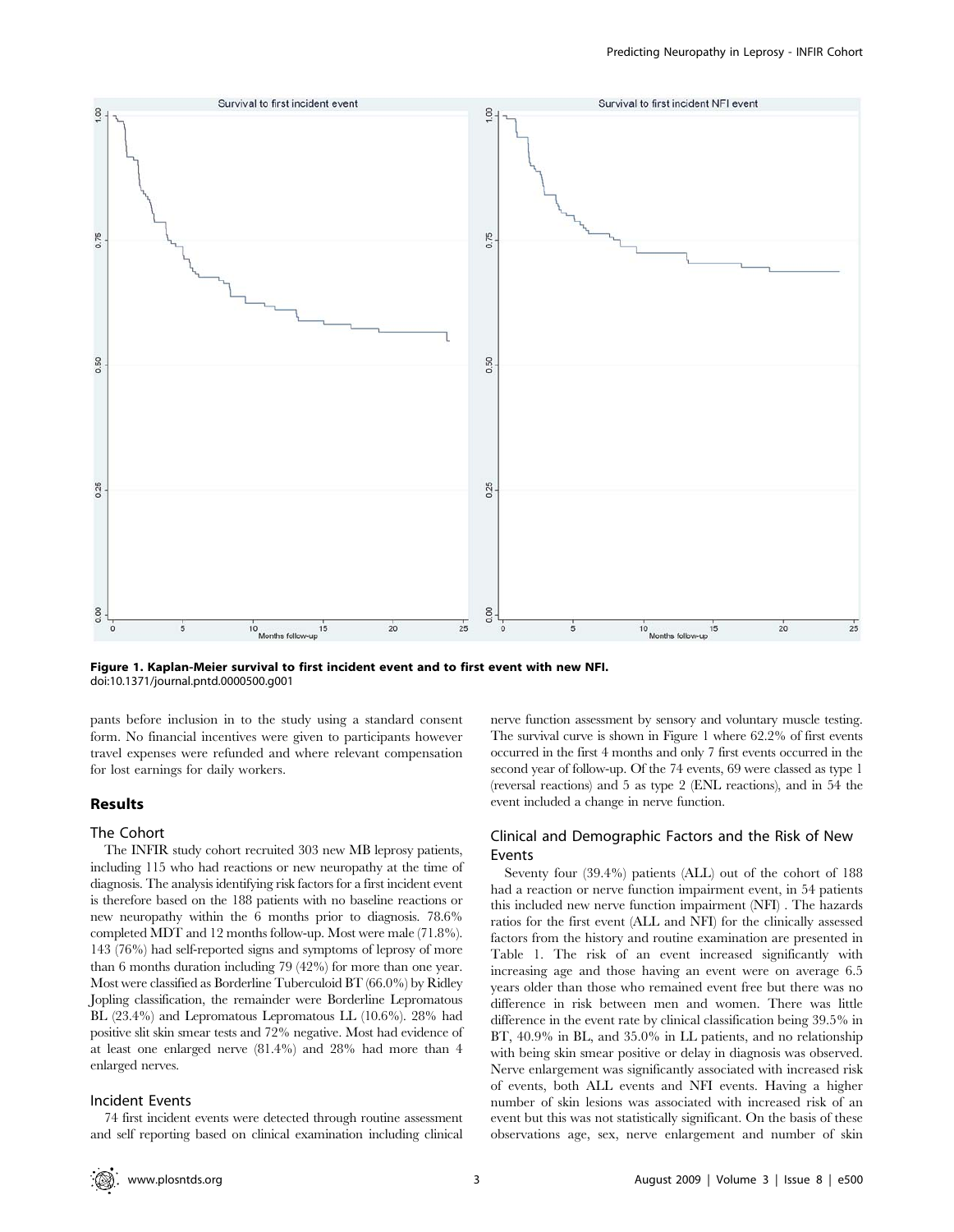Figure 1. Kaplan-Meier survival to first incident event and to first event with new NFI.
doi:10.1371/journal.pntd.0000500.g001

pants before inclusion in to the study using a standard consent form. No financial incentives were given to participants however travel expenses were refunded and where relevant compensation for lost earnings for daily workers.

## Results

### The Cohort

The INFIR study cohort recruited 303 new MB leprosy patients, including 115 who had reactions or new neuropathy at the time of diagnosis. The analysis identifying risk factors for a first incident event is therefore based on the 188 patients with no baseline reactions or new neuropathy within the 6 months prior to diagnosis. 78.6% completed MDT and 12 months follow-up. Most were male (71.8%). 143 (76%) had self-reported signs and symptoms of leprosy of more than 6 months duration including 79 (42%) for more than one year. Most were classified as Borderline Tuberculoid BT (66.0%) by Ridley Jopling classification, the remainder were Borderline Lepromatous BL (23.4%) and Lepromatous Lepromatous LL (10.6%). 28% had positive slit skin smear tests and 72% negative. Most had evidence of at least one enlarged nerve (81.4%) and 28% had more than 4 enlarged nerves.

### Incident Events

74 first incident events were detected through routine assessment and self reporting based on clinical examination including clinical nerve function assessment by sensory and voluntary muscle testing. The survival curve is shown in Figure 1 where 62.2% of first events occurred in the first 4 months and only 7 first events occurred in the second year of follow-up. Of the 74 events, 69 were classed as type 1 (reversal reactions) and 5 as type 2 (ENL reactions), and in 54 the event included a change in nerve function.

### Clinical and Demographic Factors and the Risk of New Events

Seventy four (39.4%) patients (ALL) out of the cohort of 188 had a reaction or nerve function impairment event, in 54 patients this included new nerve function impairment (NFI) . The hazards ratios for the first event (ALL and NFI) for the clinically assessed factors from the history and routine examination are presented in Table 1. The risk of an event increased significantly with increasing age and those having an event were on average 6.5 years older than those who remained event free but there was no difference in risk between men and women. There was little difference in the event rate by clinical classification being 39.5% in BT, 40.9% in BL, and 35.0% in LL patients, and no relationship with being skin smear positive or delay in diagnosis was observed. Nerve enlargement was significantly associated with increased risk of events, both ALL events and NFI events. Having a higher number of skin lesions was associated with increased risk of an event but this was not statistically significant. On the basis of these observations age, sex, nerve enlargement and number of skin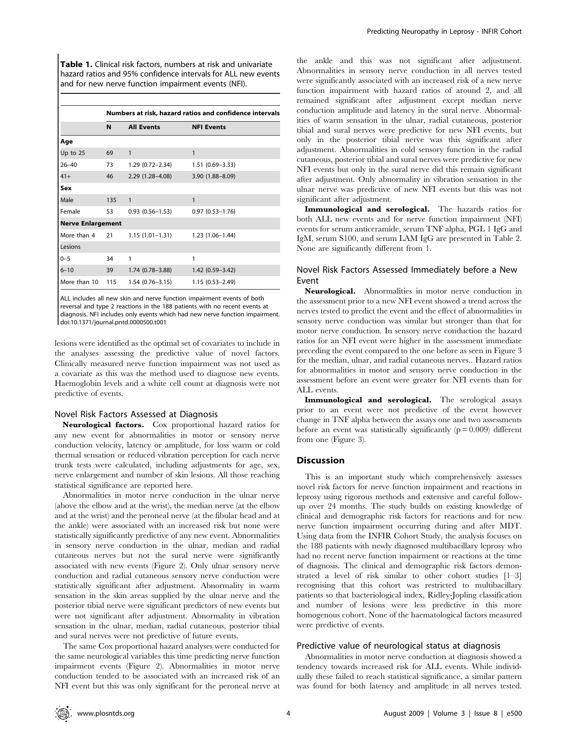**Table 1.** Clinical risk factors, numbers at risk and univariate hazard ratios and 95% confidence intervals for ALL new events and for new nerve function impairment events (NFI).

| | Numbers at risk, hazard ratios and confidence intervals | | |
|---|---|---|---|
| | **N** | **All Events** | **NFI Events** |
| **Age** | | | |
| Up to 25 | 69 | 1 | 1 |
| 26–40 | 73 | 1.29 (0.72–2.34) | 1.51 (0.69–3.33) |
| 41+ | 46 | 2.29 (1.28–4.08) | 3.90 (1.88–8.09) |
| **Sex** | | | |
| Male | 135 | 1 | 1 |
| Female | 53 | 0.93 (0.56–1.53) | 0.97 (0.53–1.76) |
| **Nerve Enlargement** | | | |
| More than 4 | 21 | 1.15 (1.01–1.31) | 1.23 (1.06–1.44) |
| Lesions | | | |
| 0–5 | 34 | 1 | 1 |
| 6–10 | 39 | 1.74 (0.78–3.88) | 1.42 (0.59–3.42) |
| More than 10 | 115 | 1.54 (0.76–3.15) | 1.15 (0.53–2.49) |

ALL includes all new skin and nerve function impairment events of both reversal and type 2 reactions in the 188 patients with no recent events at diagnosis. NFI includes only events which had new nerve function impairment.
doi:10.1371/journal.pntd.0000500.t001

lesions were identified as the optimal set of covariates to include in the analyses assessing the predictive value of novel factors. Clinically measured nerve function impairment was not used as a covariate as this was the method used to diagnose new events. Haemoglobin levels and a white cell count at diagnosis were not predictive of events.

### Novel Risk Factors Assessed at Diagnosis

**Neurological factors.** Cox proportional hazard ratios for any new event for abnormalities in motor or sensory nerve conduction velocity, latency or amplitude, for loss warm or cold thermal sensation or reduced vibration perception for each nerve trunk tests were calculated, including adjustments for age, sex, nerve enlargement and number of skin lesions. All those reaching statistical significance are reported here.

Abnormalities in motor nerve conduction in the ulnar nerve (above the elbow and at the wrist), the median nerve (at the elbow and at the wrist) and the peroneal nerve (at the fibular head and at the ankle) were associated with an increased risk but none were statistically significantly predictive of any new event. Abnormalities in sensory nerve conduction in the ulnar, median and radial cutaneous nerves but not the sural nerve were significantly associated with new events (Figure 2). Only ulnar sensory nerve conduction and radial cutaneous sensory nerve conduction were statistically significant after adjustment. Abnormality in warm sensation in the skin areas supplied by the ulnar nerve and the posterior tibial nerve were significant predictors of new events but were not significant after adjustment. Abnormality in vibration sensation in the ulnar, median, radial cutaneous, posterior tibial and sural nerves were not predictive of future events.

The same Cox proportional hazard analyses were conducted for the same neurological variables this time predicting nerve function impairment events (Figure 2). Abnormalities in motor nerve conduction tended to be associated with an increased risk of an NFI event but this was only significant for the peroneal nerve at the ankle and this was not significant after adjustment. Abnormalities in sensory nerve conduction in all nerves tested were significantly associated with an increased risk of a new nerve function impairment with hazard ratios of around 2, and all remained significant after adjustment except median nerve conduction amplitude and latency in the sural nerve. Abnormalities of warm sensation in the ulnar, radial cutaneous, posterior tibial and sural nerves were predictive for new NFI events, but only in the posterior tibial nerve was this significant after adjustment. Abnormalities in cold sensory function in the radial cutaneous, posterior tibial and sural nerves were predictive for new NFI events but only in the sural nerve did this remain significant after adjustment. Only abnormality in vibration sensation in the ulnar nerve was predictive of new NFI events but this was not significant after adjustment.

**Immunological and serological.** The hazards ratios for both ALL new events and for nerve function impairment (NFI) events for serum anticeramide, serum TNF alpha, PGL 1 IgG and IgM, serum S100, and serum LAM IgG are presented in Table 2. None are significantly different from 1.

### Novel Risk Factors Assessed Immediately before a New Event

**Neurological.** Abnormalities in motor nerve conduction in the assessment prior to a new NFI event showed a trend across the nerves tested to predict the event and the effect of abnormalities in sensory nerve conduction was similar but stronger than that for motor nerve conduction. In sensory nerve conduction the hazard ratios for an NFI event were higher in the assessment immediate preceding the event compared to the one before as seen in Figure 3 for the median, ulnar, and radial cutaneous nerves.. Hazard ratios for abnormalities in motor and sensory nerve conduction in the assessment before an event were greater for NFI events than for ALL events.

**Immunological and serological.** The serological assays prior to an event were not predictive of the event however change in TNF alpha between the assays one and two assessments before an event was statistically significantly ($p = 0.009$) different from one (Figure 3).

## Discussion

This is an important study which comprehensively assesses novel risk factors for nerve function impairment and reactions in leprosy using rigorous methods and extensive and careful follow-up over 24 months. The study builds on existing knowledge of clinical and demographic risk factors for reactions and for new nerve function impairment occurring during and after MDT. Using data from the INFIR Cohort Study, the analysis focuses on the 188 patients with newly diagnosed multibacillary leprosy who had no recent nerve function impairment or reactions at the time of diagnosis. The clinical and demographic risk factors demonstrated a level of risk similar to other cohort studies [1–3] recognising that this cohort was restricted to multibacillary patients so that bacteriological index, Ridley-Jopling classification and number of lesions were less predictive in this more homogenous cohort. None of the haematological factors measured were predictive of events.

### Predictive value of neurological status at diagnosis

Abnormalities in motor nerve conduction at diagnosis showed a tendency towards increased risk for ALL events. While individually these failed to reach statistical significance, a similar pattern was found for both latency and amplitude in all nerves tested.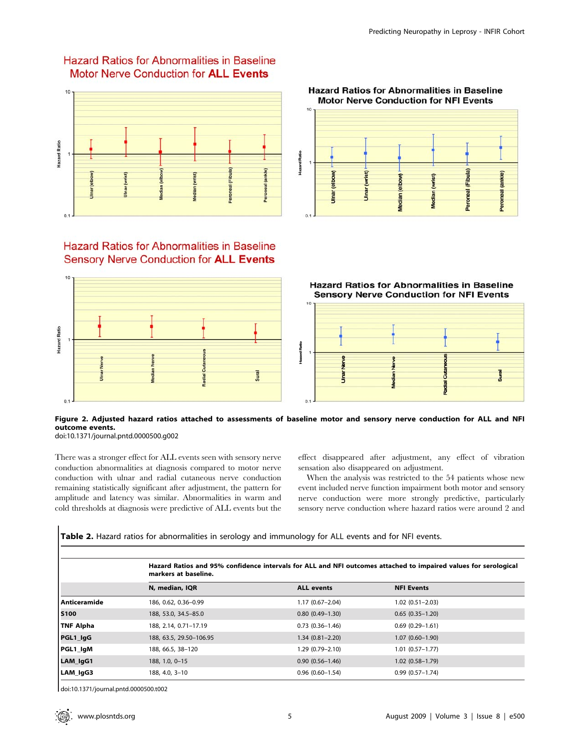**Figure 2. Adjusted hazard ratios attached to assessments of baseline motor and sensory nerve conduction for ALL and NFI outcome events.**
doi:10.1371/journal.pntd.0000500.g002

There was a stronger effect for ALL events seen with sensory nerve conduction abnormalities at diagnosis compared to motor nerve conduction with ulnar and radial cutaneous nerve conduction remaining statistically significant after adjustment, the pattern for amplitude and latency was similar. Abnormalities in warm and cold thresholds at diagnosis were predictive of ALL events but the effect disappeared after adjustment, any effect of vibration sensation also disappeared on adjustment.

When the analysis was restricted to the 54 patients whose new event included nerve function impairment both motor and sensory nerve conduction were more strongly predictive, particularly sensory nerve conduction where hazard ratios were around 2 and

**Table 2.** Hazard ratios for abnormalities in serology and immunology for ALL events and for NFI events.

| | Hazard Ratios and 95% confidence intervals for ALL and NFI outcomes attached to impaired values for serological markers at baseline. | | |
|---|---|---|---|
| | **N, median, IQR** | **ALL events** | **NFI Events** |
| **Anticeramide** | 186, 0.62, 0.36–0.99 | 1.17 (0.67–2.04) | 1.02 (0.51–2.03) |
| **S100** | 188, 53.0, 34.5–85.0 | 0.80 (0.49–1.30) | 0.65 (0.35–1.20) |
| **TNF Alpha** | 188, 2.14, 0.71–17.19 | 0.73 (0.36–1.46) | 0.69 (0.29–1.61) |
| **PGL1_IgG** | 188, 63.5, 29.50–106.95 | 1.34 (0.81–2.20) | 1.07 (0.60–1.90) |
| **PGL1_IgM** | 188, 66.5, 38–120 | 1.29 (0.79–2.10) | 1.01 (0.57–1.77) |
| **LAM_IgG1** | 188, 1.0, 0–15 | 0.90 (0.56–1.46) | 1.02 (0.58–1.79) |
| **LAM_IgG3** | 188, 4.0, 3–10 | 0.96 (0.60–1.54) | 0.99 (0.57–1.74) |

doi:10.1371/journal.pntd.0000500.t002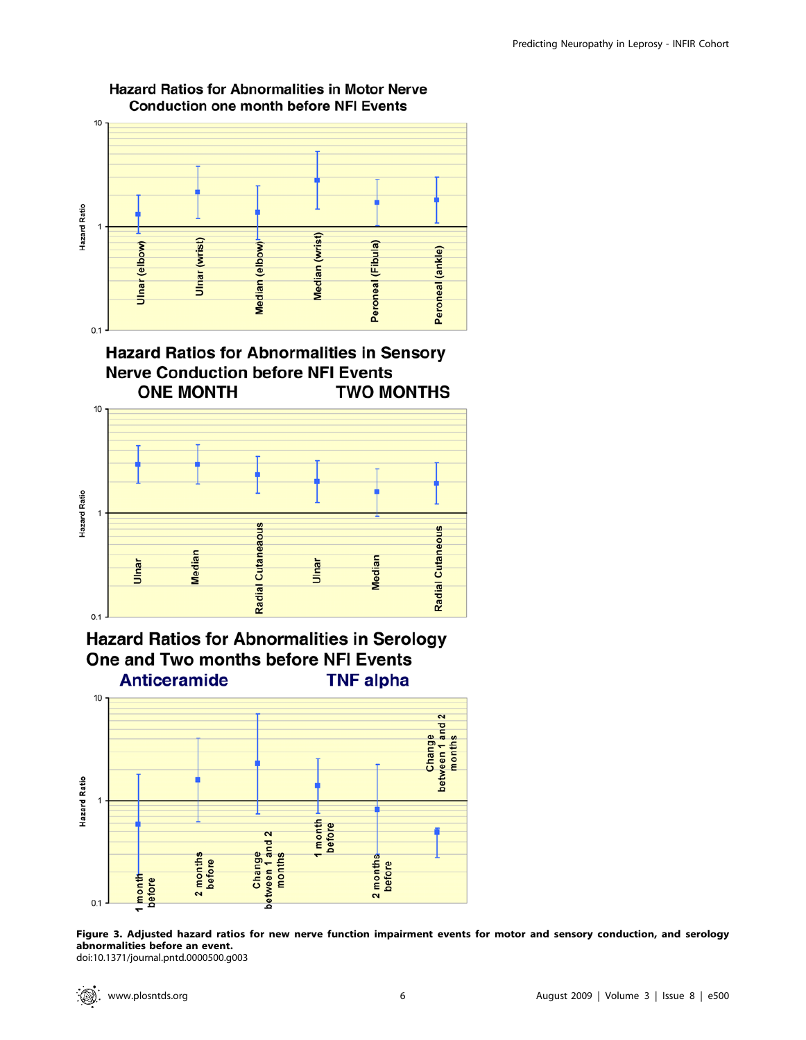**Figure 3. Adjusted hazard ratios for new nerve function impairment events for motor and sensory conduction, and serology abnormalities before an event.**
doi:10.1371/journal.pntd.0000500.g003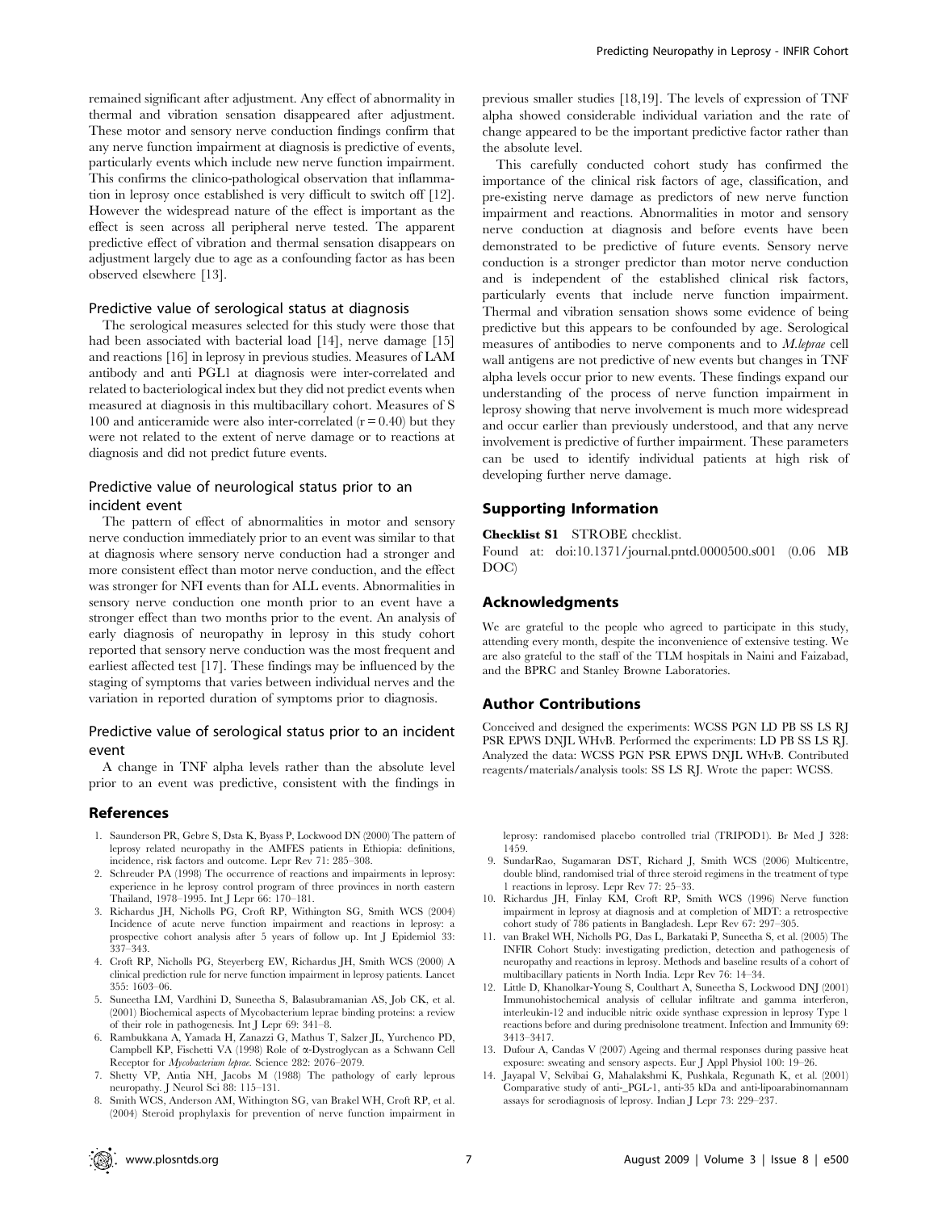remained significant after adjustment. Any effect of abnormality in thermal and vibration sensation disappeared after adjustment. These motor and sensory nerve conduction findings confirm that any nerve function impairment at diagnosis is predictive of events, particularly events which include new nerve function impairment. This confirms the clinico-pathological observation that inflammation in leprosy once established is very difficult to switch off [12]. However the widespread nature of the effect is important as the effect is seen across all peripheral nerve tested. The apparent predictive effect of vibration and thermal sensation disappears on adjustment largely due to age as a confounding factor as has been observed elsewhere [13].

### Predictive value of serological status at diagnosis

The serological measures selected for this study were those that had been associated with bacterial load [14], nerve damage [15] and reactions [16] in leprosy in previous studies. Measures of LAM antibody and anti PGL1 at diagnosis were inter-correlated and related to bacteriological index but they did not predict events when measured at diagnosis in this multibacillary cohort. Measures of S 100 and anticeramide were also inter-correlated ($r = 0.40$) but they were not related to the extent of nerve damage or to reactions at diagnosis and did not predict future events.

### Predictive value of neurological status prior to an incident event

The pattern of effect of abnormalities in motor and sensory nerve conduction immediately prior to an event was similar to that at diagnosis where sensory nerve conduction had a stronger and more consistent effect than motor nerve conduction, and the effect was stronger for NFI events than for ALL events. Abnormalities in sensory nerve conduction one month prior to an event have a stronger effect than two months prior to the event. An analysis of early diagnosis of neuropathy in leprosy in this study cohort reported that sensory nerve conduction was the most frequent and earliest affected test [17]. These findings may be influenced by the staging of symptoms that varies between individual nerves and the variation in reported duration of symptoms prior to diagnosis.

### Predictive value of serological status prior to an incident event

A change in TNF alpha levels rather than the absolute level prior to an event was predictive, consistent with the findings in previous smaller studies [18,19]. The levels of expression of TNF alpha showed considerable individual variation and the rate of change appeared to be the important predictive factor rather than the absolute level.

This carefully conducted cohort study has confirmed the importance of the clinical risk factors of age, classification, and pre-existing nerve damage as predictors of new nerve function impairment and reactions. Abnormalities in motor and sensory nerve conduction at diagnosis and before events have been demonstrated to be predictive of future events. Sensory nerve conduction is a stronger predictor than motor nerve conduction and is independent of the established clinical risk factors, particularly events that include nerve function impairment. Thermal and vibration sensation shows some evidence of being predictive but this appears to be confounded by age. Serological measures of antibodies to nerve components and to *M.leprae* cell wall antigens are not predictive of new events but changes in TNF alpha levels occur prior to new events. These findings expand our understanding of the process of nerve function impairment in leprosy showing that nerve involvement is much more widespread and occur earlier than previously understood, and that any nerve involvement is predictive of further impairment. These parameters can be used to identify individual patients at high risk of developing further nerve damage.

## Supporting Information

**Checklist S1** STROBE checklist.

Found at: doi:10.1371/journal.pntd.0000500.s001 (0.06 MB DOC)

## Acknowledgments

We are grateful to the people who agreed to participate in this study, attending every month, despite the inconvenience of extensive testing. We are also grateful to the staff of the TLM hospitals in Naini and Faizabad, and the BPRC and Stanley Browne Laboratories.

## Author Contributions

Conceived and designed the experiments: WCSS PGN LD PB SS LS RJ PSR EPWS DNJL WHvB. Performed the experiments: LD PB SS LS RJ. Analyzed the data: WCSS PGN PSR EPWS DNJL WHvB. Contributed reagents/materials/analysis tools: SS LS RJ. Wrote the paper: WCSS.

## References

1. Saunderson PR, Gebre S, Dsta K, Byass P, Lockwood DN (2000) The pattern of leprosy related neuropathy in the AMFES patients in Ethiopia: definitions, incidence, risk factors and outcome. Lepr Rev 71: 285–308.
2. Schreuder PA (1998) The occurrence of reactions and impairments in leprosy: experience in he leprosy control program of three provinces in north eastern Thailand, 1978–1995. Int J Lepr 66: 170–181.
3. Richardus JH, Nicholls PG, Croft RP, Withington SG, Smith WCS (2004) Incidence of acute nerve function impairment and reactions in leprosy: a prospective cohort analysis after 5 years of follow up. Int J Epidemiol 33: 337–343.
4. Croft RP, Nicholls PG, Steyerberg EW, Richardus JH, Smith WCS (2000) A clinical prediction rule for nerve function impairment in leprosy patients. Lancet 355: 1603–06.
5. Suneetha LM, Vardhini D, Suneetha S, Balasubramanian AS, Job CK, et al. (2001) Biochemical aspects of Mycobacterium leprae binding proteins: a review of their role in pathogenesis. Int J Lepr 69: 341–8.
6. Rambukkana A, Yamada H, Zanazzi G, Mathus T, Salzer JL, Yurchenco PD, Campbell KP, Fischetti VA (1998) Role of α-Dystroglycan as a Schwann Cell Receptor for *Mycobacterium leprae*. Science 282: 2076–2079.
7. Shetty VP, Antia NH, Jacobs M (1988) The pathology of early leprous neuropathy. J Neurol Sci 88: 115–131.
8. Smith WCS, Anderson AM, Withington SG, van Brakel WH, Croft RP, et al. (2004) Steroid prophylaxis for prevention of nerve function impairment in leprosy: randomised placebo controlled trial (TRIPOD1). Br Med J 328: 1459.
9. SundarRao, Sugamaran DST, Richard J, Smith WCS (2006) Multicentre, double blind, randomised trial of three steroid regimens in the treatment of type 1 reactions in leprosy. Lepr Rev 77: 25–33.
10. Richardus JH, Finlay KM, Croft RP, Smith WCS (1996) Nerve function impairment in leprosy at diagnosis and at completion of MDT: a retrospective cohort study of 786 patients in Bangladesh. Lepr Rev 67: 297–305.
11. van Brakel WH, Nicholls PG, Das L, Barkataki P, Suneetha S, et al. (2005) The INFIR Cohort Study: investigating prediction, detection and pathogenesis of neuropathy and reactions in leprosy. Methods and baseline results of a cohort of multibacillary patients in North India. Lepr Rev 76: 14–34.
12. Little D, Khanolkar-Young S, Coulthart A, Suneetha S, Lockwood DNJ (2001) Immunohistochemical analysis of cellular infiltrate and gamma interferon, interleukin-12 and inducible nitric oxide synthase expression in leprosy Type 1 reactions before and during prednisolone treatment. Infection and Immunity 69: 3413–3417.
13. Dufour A, Candas V (2007) Ageing and thermal responses during passive heat exposure: sweating and sensory aspects. Eur J Appl Physiol 100: 19–26.
14. Jayapal V, Selvibai G, Mahalakshmi K, Pushkala, Regunath K, et al. (2001) Comparative study of anti-_PGL-1, anti-35 kDa and anti-lipoarabinomannam assays for serodiagnosis of leprosy. Indian J Lepr 73: 229–237.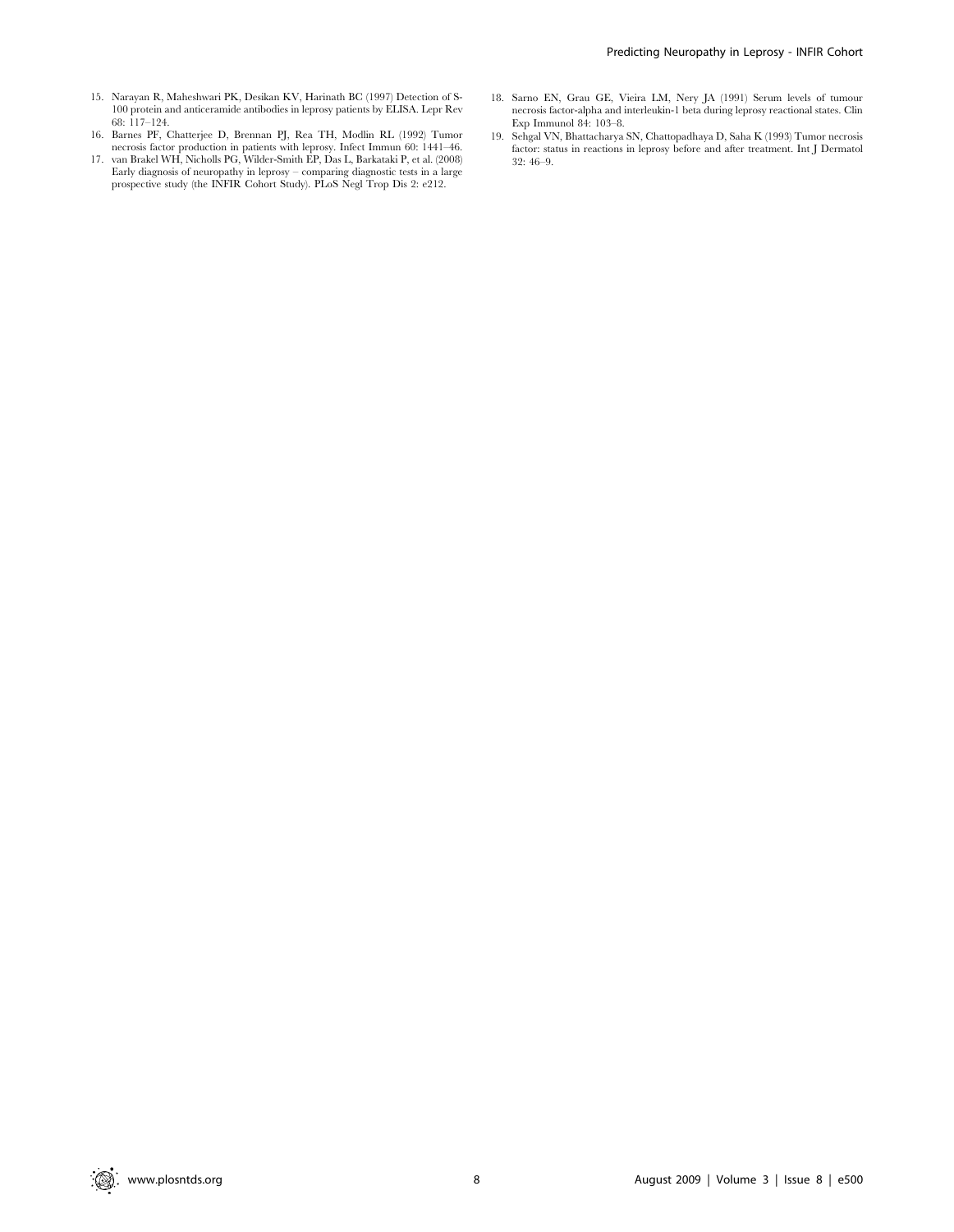15. Narayan R, Maheshwari PK, Desikan KV, Harinath BC (1997) Detection of S-100 protein and anticeramide antibodies in leprosy patients by ELISA. Lepr Rev 68: 117–124.
16. Barnes PF, Chatterjee D, Brennan PJ, Rea TH, Modlin RL (1992) Tumor necrosis factor production in patients with leprosy. Infect Immun 60: 1441–46.
17. van Brakel WH, Nicholls PG, Wilder-Smith EP, Das L, Barkataki P, et al. (2008) Early diagnosis of neuropathy in leprosy – comparing diagnostic tests in a large prospective study (the INFIR Cohort Study). PLoS Negl Trop Dis 2: e212.
18. Sarno EN, Grau GE, Vieira LM, Nery JA (1991) Serum levels of tumour necrosis factor-alpha and interleukin-1 beta during leprosy reactional states. Clin Exp Immunol 84: 103–8.
19. Sehgal VN, Bhattacharya SN, Chattopadhaya D, Saha K (1993) Tumor necrosis factor: status in reactions in leprosy before and after treatment. Int J Dermatol 32: 46–9.